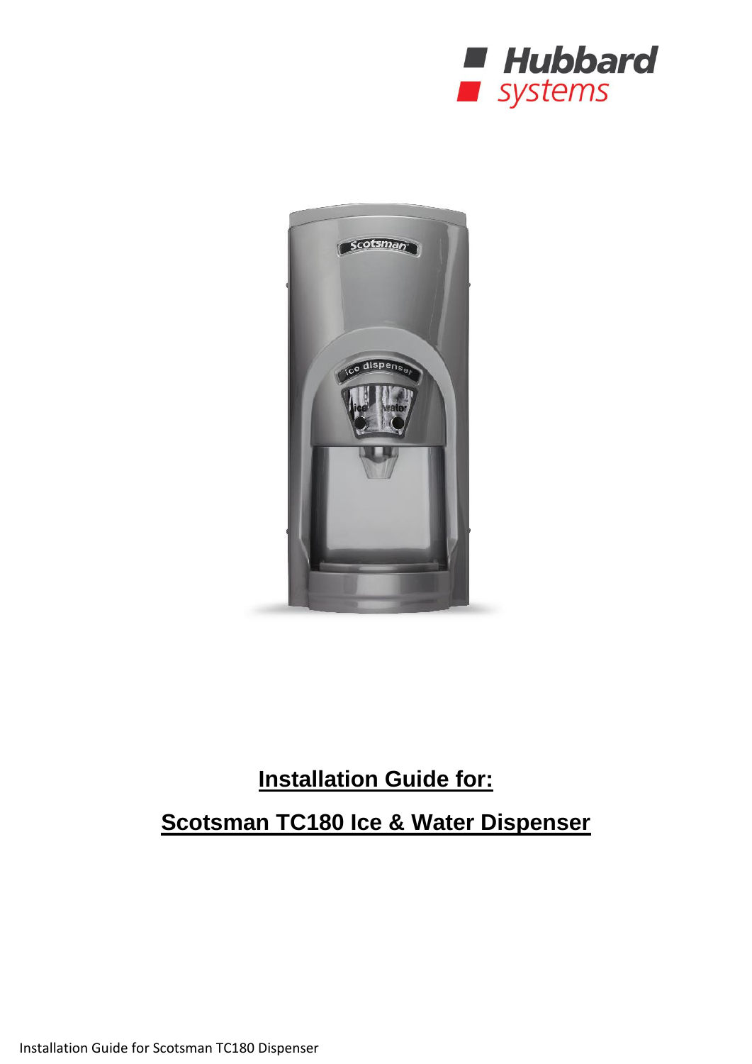# Installation Guide for:

# Scotsman TC180 Ice & Water Dispenser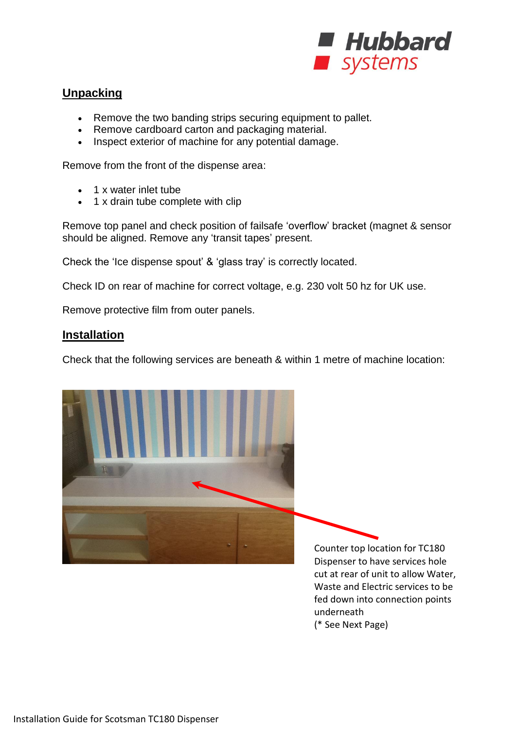## Unpacking

- Remove the two banding strips securing equipment to pallet.
- Remove cardboard carton and packaging material.
- Inspect exterior of machine for any potential damage.

Remove from the front of the dispense area:

- 1 x water inlet tube
- 1 x drain tube complete with clip

Remove top panel and check position of failsafe 'overflow' bracket (magnet & sensor should be aligned. Remove any 'transit tapes' present.

Check the 'Ice dispense spout' & 'glass tray' is correctly located.

Check ID on rear of machine for correct voltage, e.g. 230 volt 50 hz for UK use.

Remove protective film from outer panels.

## Installation

Check that the following services are beneath & within 1 metre of machine location:

Counter top location for TC180 Dispenser to have services hole cut at rear of unit to allow Water, Waste and Electric services to be fed down into connection points underneath
(* See Next Page)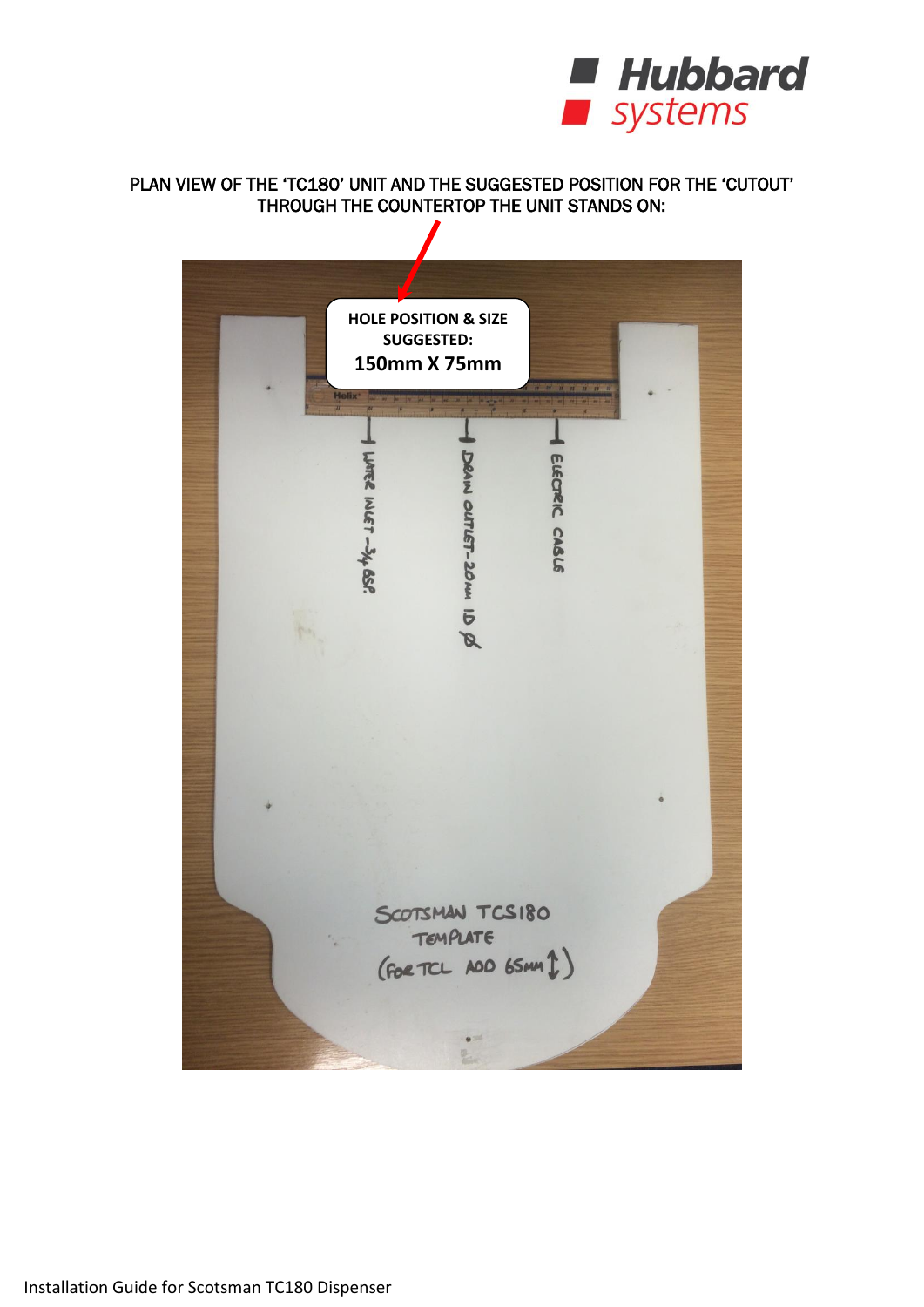PLAN VIEW OF THE 'TC180' UNIT AND THE SUGGESTED POSITION FOR THE 'CUTOUT' THROUGH THE COUNTERTOP THE UNIT STANDS ON:

**HOLE POSITION & SIZE SUGGESTED:**

**150mm X 75mm**

WATER INLET – 3/4 BSP

DRAIN OUTLET – 20mm ID Ø

ELECTRIC CABLE

SCOTSMAN TCS180 TEMPLATE (FOR TCL ADD 65mm ↕)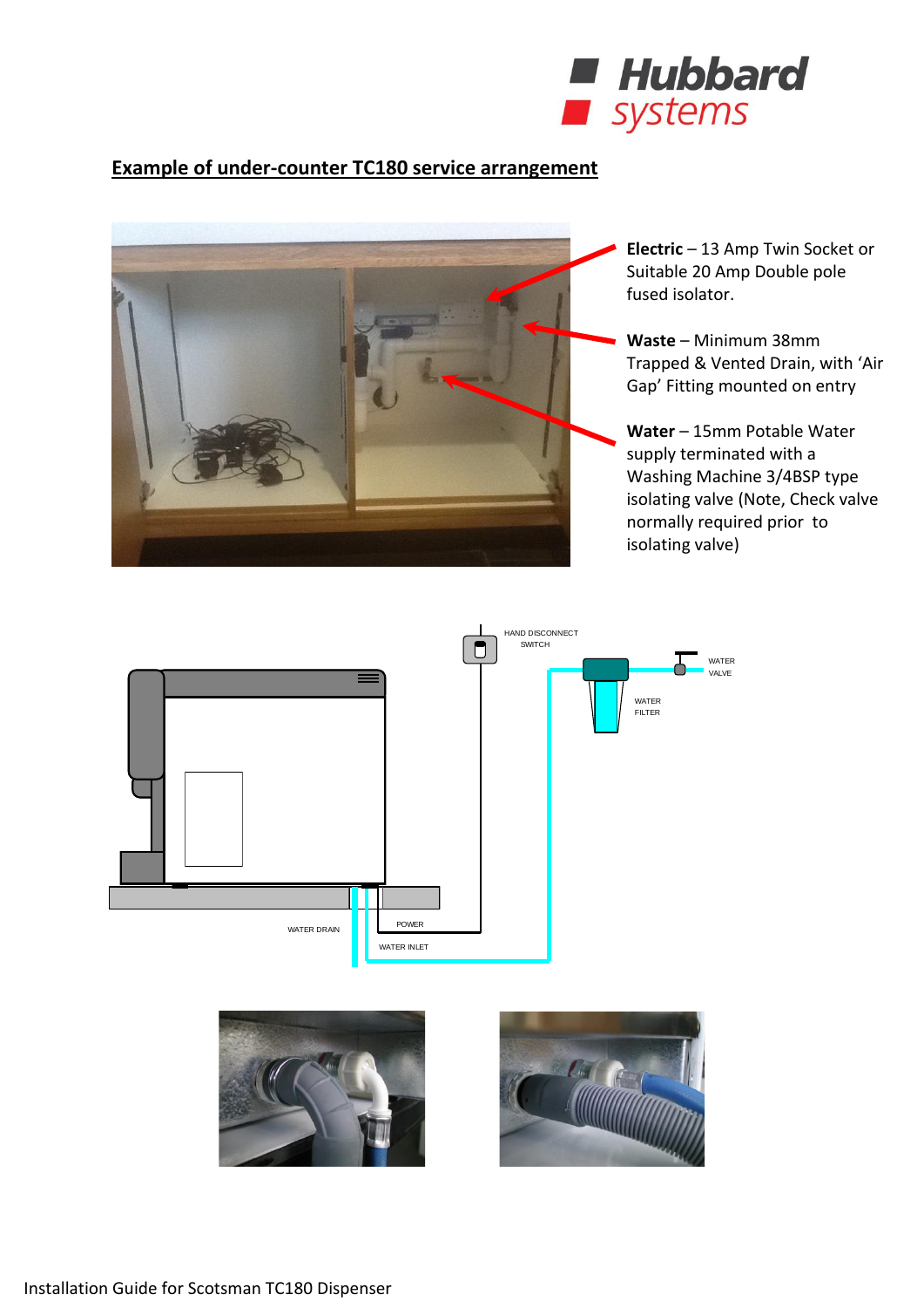## Example of under-counter TC180 service arrangement

**Electric** – 13 Amp Twin Socket or Suitable 20 Amp Double pole fused isolator.

**Waste** – Minimum 38mm Trapped & Vented Drain, with 'Air Gap' Fitting mounted on entry

**Water** – 15mm Potable Water supply terminated with a Washing Machine 3/4BSP type isolating valve (Note, Check valve normally required prior to isolating valve)

HAND DISCONNECT SWITCH

WATER VALVE

WATER FILTER

WATER DRAIN

POWER

WATER INLET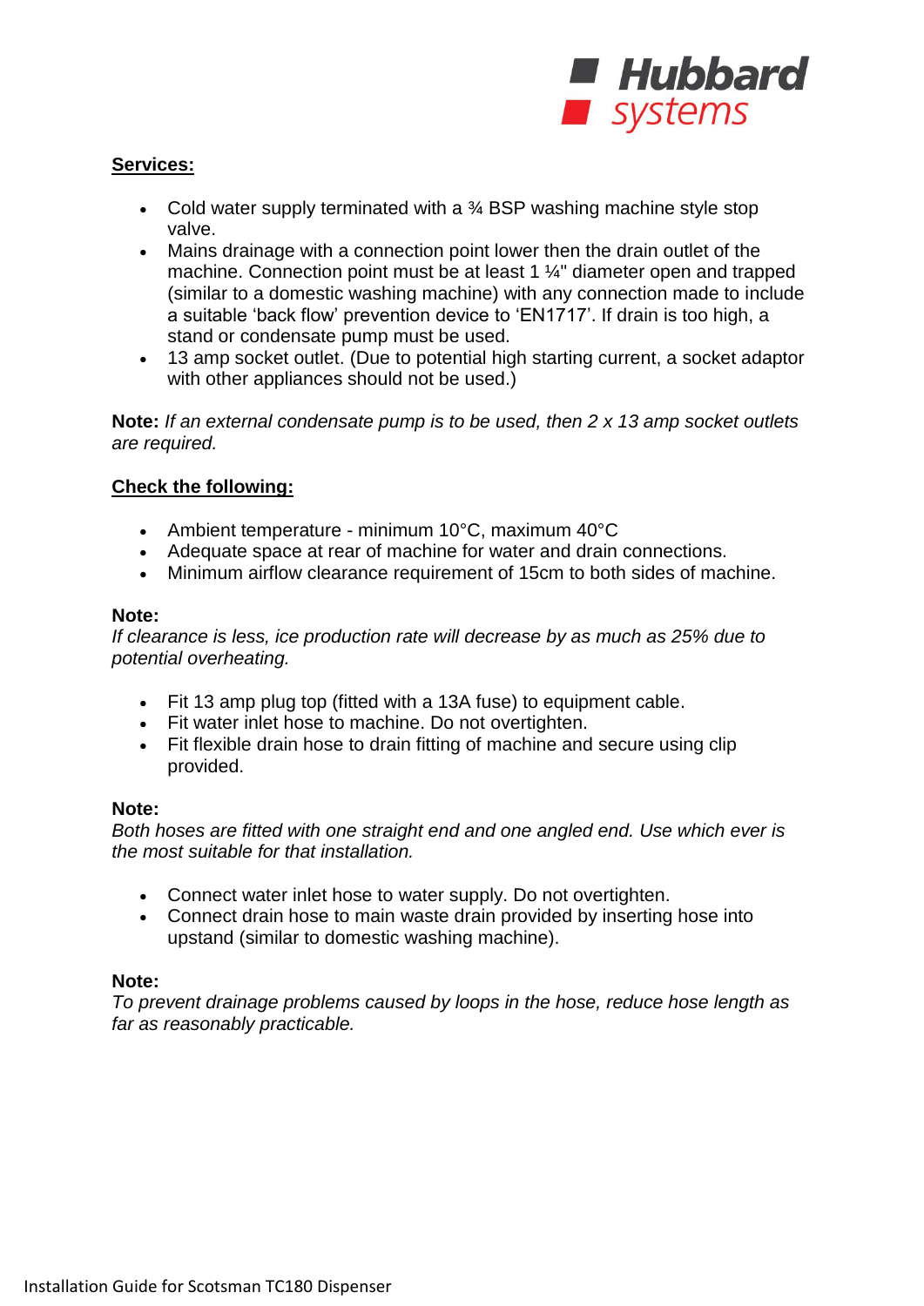**Services:**

- Cold water supply terminated with a ¾ BSP washing machine style stop valve.
- Mains drainage with a connection point lower then the drain outlet of the machine. Connection point must be at least 1 ¼" diameter open and trapped (similar to a domestic washing machine) with any connection made to include a suitable 'back flow' prevention device to 'EN1717'. If drain is too high, a stand or condensate pump must be used.
- 13 amp socket outlet. (Due to potential high starting current, a socket adaptor with other appliances should not be used.)

**Note:** *If an external condensate pump is to be used, then 2 x 13 amp socket outlets are required.*

**Check the following:**

- Ambient temperature - minimum 10°C, maximum 40°C
- Adequate space at rear of machine for water and drain connections.
- Minimum airflow clearance requirement of 15cm to both sides of machine.

**Note:**
*If clearance is less, ice production rate will decrease by as much as 25% due to potential overheating.*

- Fit 13 amp plug top (fitted with a 13A fuse) to equipment cable.
- Fit water inlet hose to machine. Do not overtighten.
- Fit flexible drain hose to drain fitting of machine and secure using clip provided.

**Note:**
*Both hoses are fitted with one straight end and one angled end. Use which ever is the most suitable for that installation.*

- Connect water inlet hose to water supply. Do not overtighten.
- Connect drain hose to main waste drain provided by inserting hose into upstand (similar to domestic washing machine).

**Note:**
*To prevent drainage problems caused by loops in the hose, reduce hose length as far as reasonably practicable.*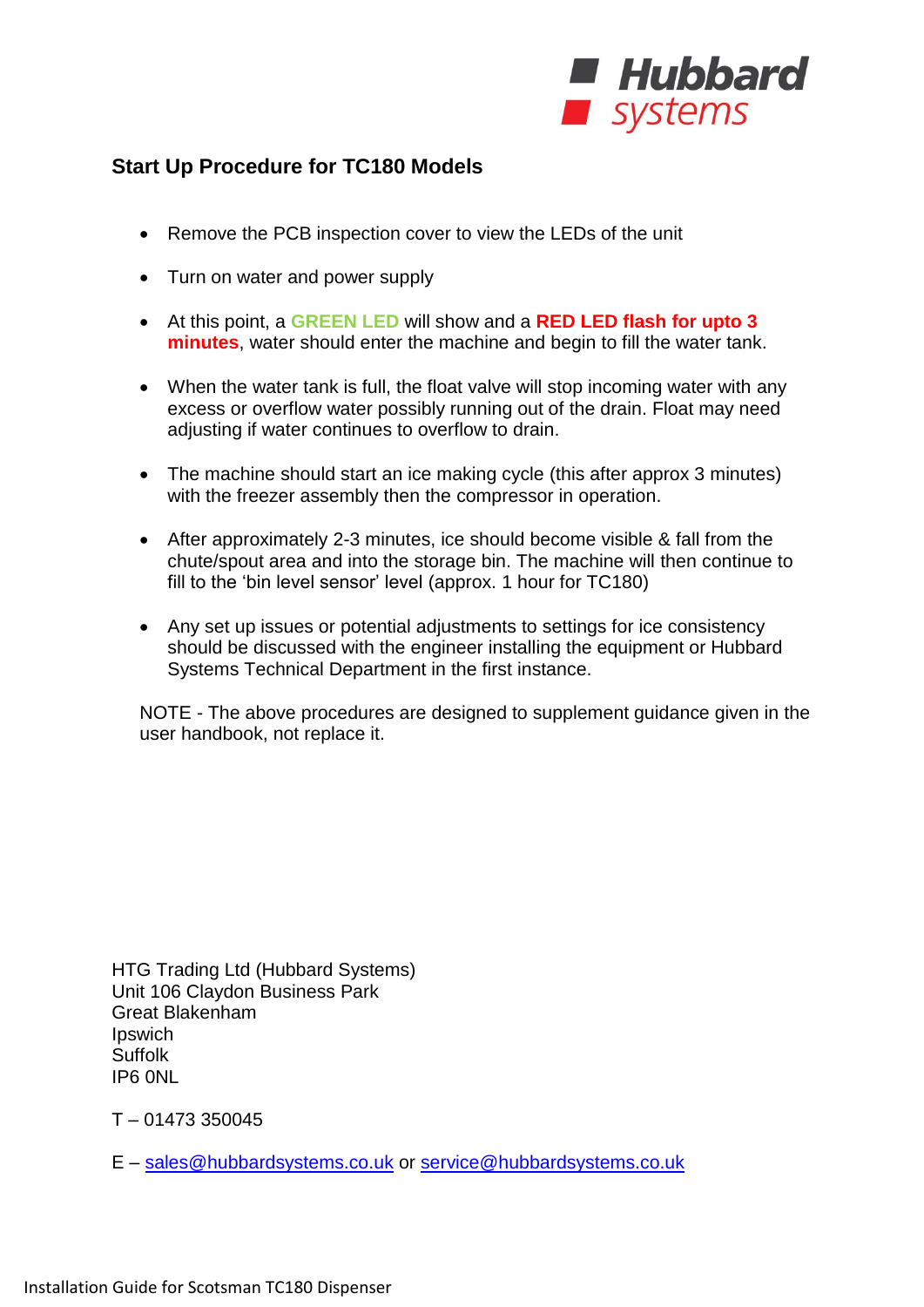## Start Up Procedure for TC180 Models

- Remove the PCB inspection cover to view the LEDs of the unit
- Turn on water and power supply
- At this point, a **GREEN LED** will show and a **RED LED flash for upto 3 minutes**, water should enter the machine and begin to fill the water tank.
- When the water tank is full, the float valve will stop incoming water with any excess or overflow water possibly running out of the drain. Float may need adjusting if water continues to overflow to drain.
- The machine should start an ice making cycle (this after approx 3 minutes) with the freezer assembly then the compressor in operation.
- After approximately 2-3 minutes, ice should become visible & fall from the chute/spout area and into the storage bin. The machine will then continue to fill to the 'bin level sensor' level (approx. 1 hour for TC180)
- Any set up issues or potential adjustments to settings for ice consistency should be discussed with the engineer installing the equipment or Hubbard Systems Technical Department in the first instance.

NOTE - The above procedures are designed to supplement guidance given in the user handbook, not replace it.

HTG Trading Ltd (Hubbard Systems)
Unit 106 Claydon Business Park
Great Blakenham
Ipswich
Suffolk
IP6 0NL

T – 01473 350045

E – sales@hubbardsystems.co.uk or service@hubbardsystems.co.uk